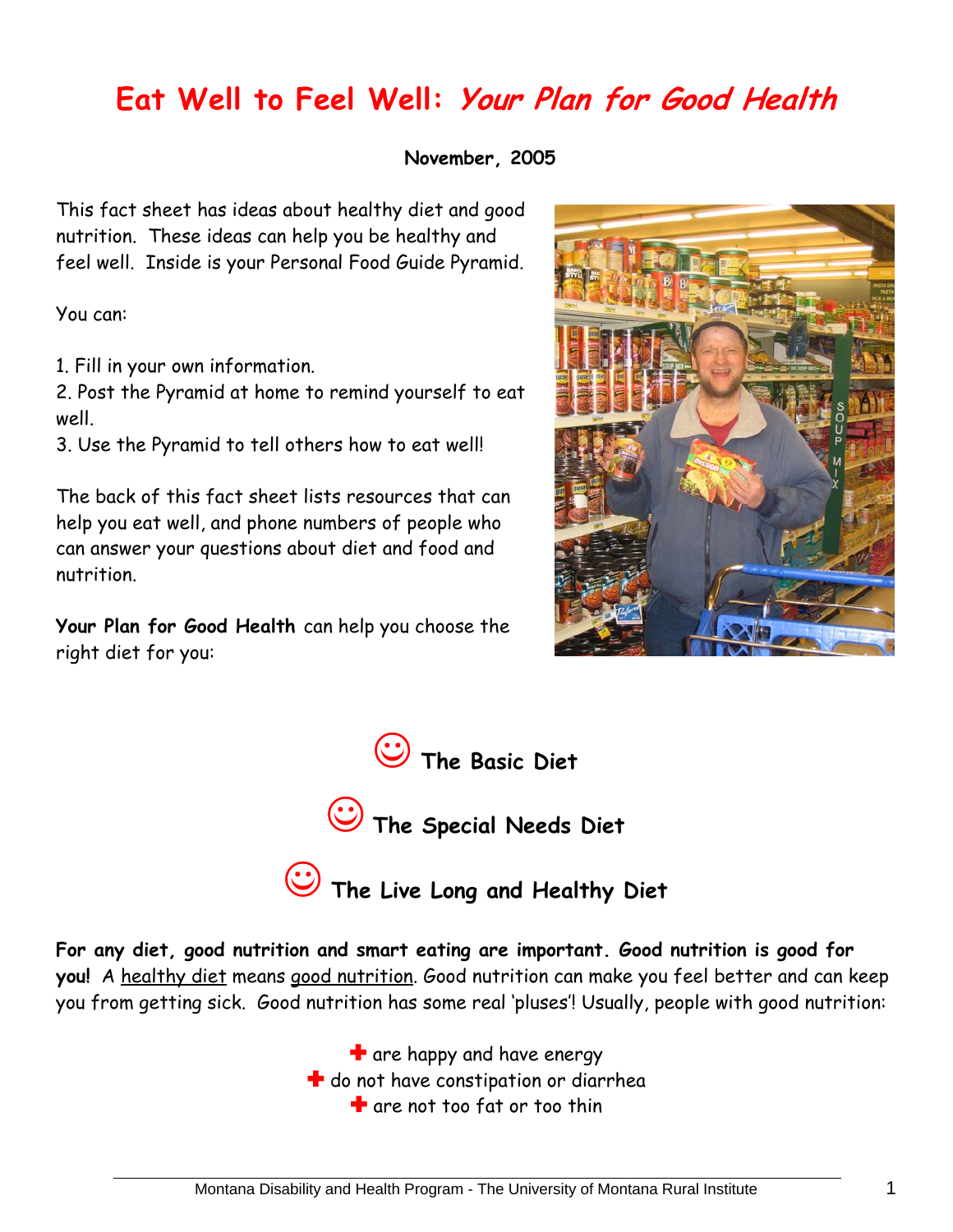# Eat Well to Feel Well: *Your Plan for Good Health*

**November, 2005**

This fact sheet has ideas about healthy diet and good nutrition. These ideas can help you be healthy and feel well. Inside is your Personal Food Guide Pyramid.

You can:

1. Fill in your own information.
2. Post the Pyramid at home to remind yourself to eat well.
3. Use the Pyramid to tell others how to eat well!

The back of this fact sheet lists resources that can help you eat well, and phone numbers of people who can answer your questions about diet and food and nutrition.

**Your Plan for Good Health** can help you choose the right diet for you:

☺ **The Basic Diet**

☺ **The Special Needs Diet**

☺ **The Live Long and Healthy Diet**

**For any diet, good nutrition and smart eating are important. Good nutrition is good for you!** A <u>healthy diet</u> means <u>good nutrition</u>. Good nutrition can make you feel better and can keep you from getting sick. Good nutrition has some real 'pluses'! Usually, people with good nutrition:

✚ are happy and have energy
✚ do not have constipation or diarrhea
✚ are not too fat or too thin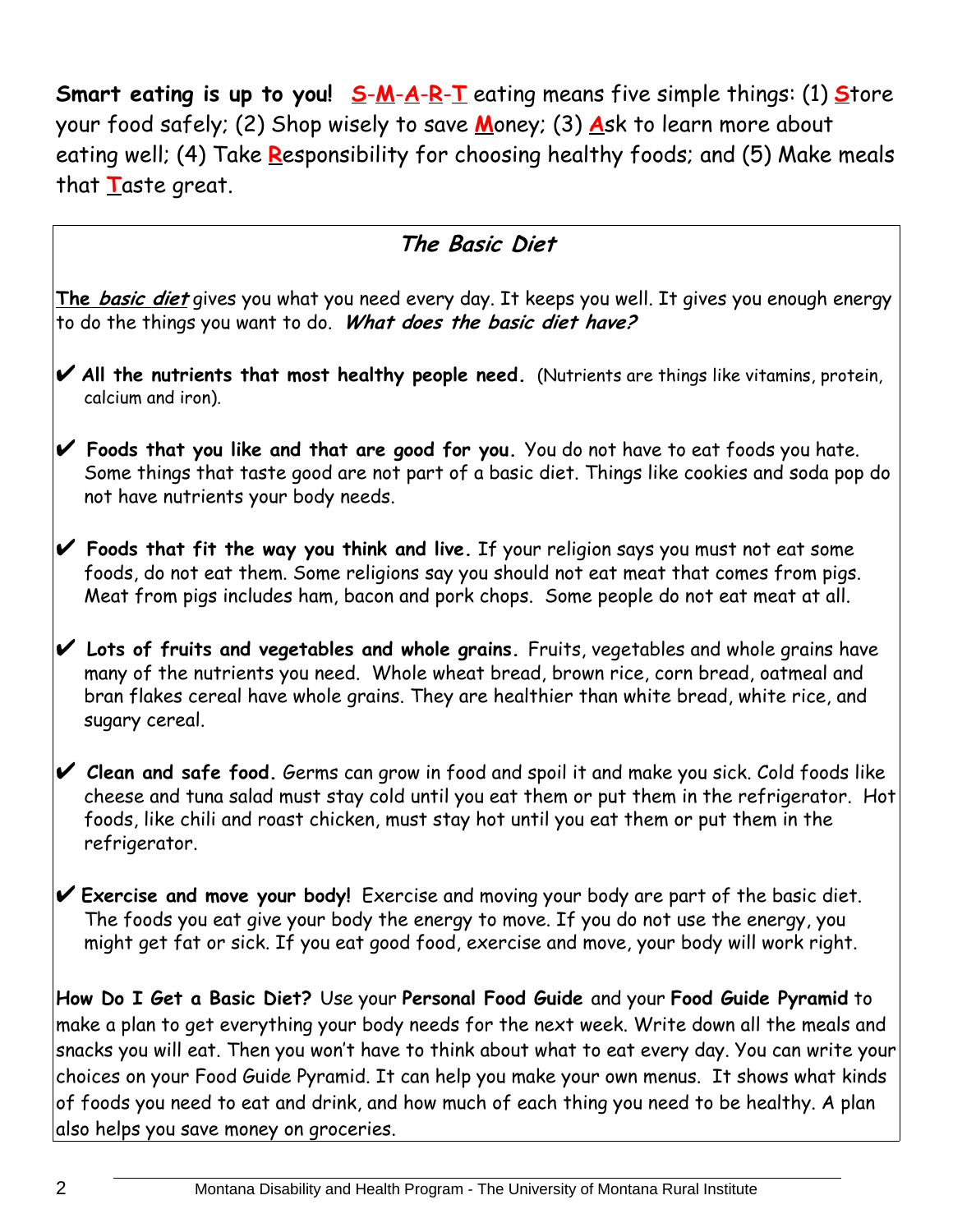**Smart eating is up to you!** **S**-**M**-**A**-**R**-**T** eating means five simple things: (1) **S**tore your food safely; (2) Shop wisely to save **M**oney; (3) **A**sk to learn more about eating well; (4) Take **R**esponsibility for choosing healthy foods; and (5) Make meals that **T**aste great.

## *The Basic Diet*

**The *basic diet*** gives you what you need every day. It keeps you well. It gives you enough energy to do the things you want to do. ***What does the basic diet have?***

✔ **All the nutrients that most healthy people need.** (Nutrients are things like vitamins, protein, calcium and iron).

✔ **Foods that you like and that are good for you.** You do not have to eat foods you hate. Some things that taste good are not part of a basic diet. Things like cookies and soda pop do not have nutrients your body needs.

✔ **Foods that fit the way you think and live.** If your religion says you must not eat some foods, do not eat them. Some religions say you should not eat meat that comes from pigs. Meat from pigs includes ham, bacon and pork chops. Some people do not eat meat at all.

✔ **Lots of fruits and vegetables and whole grains.** Fruits, vegetables and whole grains have many of the nutrients you need. Whole wheat bread, brown rice, corn bread, oatmeal and bran flakes cereal have whole grains. They are healthier than white bread, white rice, and sugary cereal.

✔ **Clean and safe food.** Germs can grow in food and spoil it and make you sick. Cold foods like cheese and tuna salad must stay cold until you eat them or put them in the refrigerator. Hot foods, like chili and roast chicken, must stay hot until you eat them or put them in the refrigerator.

✔ **Exercise and move your body!** Exercise and moving your body are part of the basic diet. The foods you eat give your body the energy to move. If you do not use the energy, you might get fat or sick. If you eat good food, exercise and move, your body will work right.

**How Do I Get a Basic Diet?** Use your **Personal Food Guide** and your **Food Guide Pyramid** to make a plan to get everything your body needs for the next week. Write down all the meals and snacks you will eat. Then you won't have to think about what to eat every day. You can write your choices on your Food Guide Pyramid. It can help you make your own menus. It shows what kinds of foods you need to eat and drink, and how much of each thing you need to be healthy. A plan also helps you save money on groceries.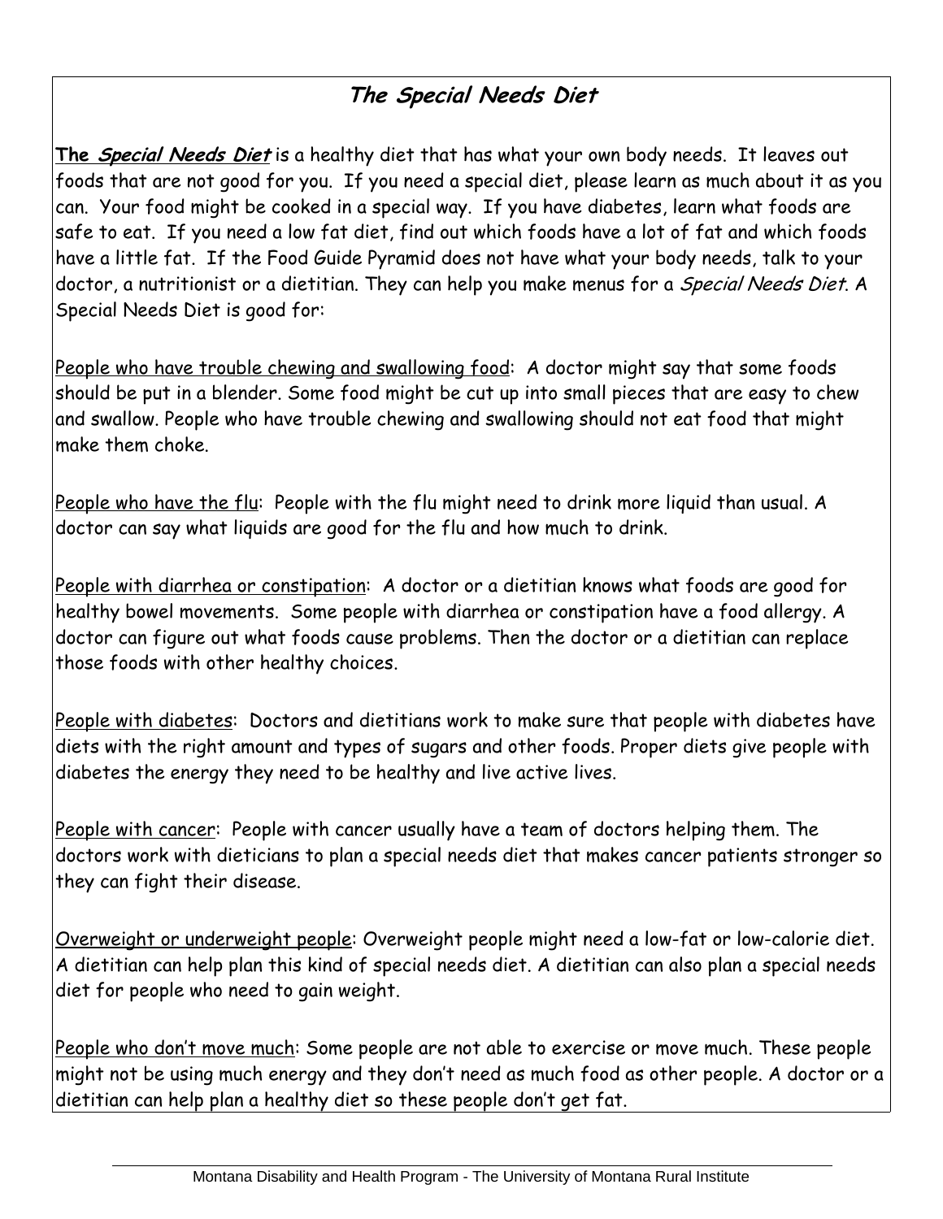## *The Special Needs Diet*

**The *Special Needs Diet*** is a healthy diet that has what your own body needs. It leaves out foods that are not good for you. If you need a special diet, please learn as much about it as you can. Your food might be cooked in a special way. If you have diabetes, learn what foods are safe to eat. If you need a low fat diet, find out which foods have a lot of fat and which foods have a little fat. If the Food Guide Pyramid does not have what your body needs, talk to your doctor, a nutritionist or a dietitian. They can help you make menus for a *Special Needs Diet*. A Special Needs Diet is good for:

<u>People who have trouble chewing and swallowing food</u>: A doctor might say that some foods should be put in a blender. Some food might be cut up into small pieces that are easy to chew and swallow. People who have trouble chewing and swallowing should not eat food that might make them choke.

<u>People who have the flu</u>: People with the flu might need to drink more liquid than usual. A doctor can say what liquids are good for the flu and how much to drink.

<u>People with diarrhea or constipation</u>: A doctor or a dietitian knows what foods are good for healthy bowel movements. Some people with diarrhea or constipation have a food allergy. A doctor can figure out what foods cause problems. Then the doctor or a dietitian can replace those foods with other healthy choices.

<u>People with diabetes</u>: Doctors and dietitians work to make sure that people with diabetes have diets with the right amount and types of sugars and other foods. Proper diets give people with diabetes the energy they need to be healthy and live active lives.

<u>People with cancer</u>: People with cancer usually have a team of doctors helping them. The doctors work with dieticians to plan a special needs diet that makes cancer patients stronger so they can fight their disease.

<u>Overweight or underweight people</u>: Overweight people might need a low-fat or low-calorie diet. A dietitian can help plan this kind of special needs diet. A dietitian can also plan a special needs diet for people who need to gain weight.

<u>People who don't move much</u>: Some people are not able to exercise or move much. These people might not be using much energy and they don't need as much food as other people. A doctor or a dietitian can help plan a healthy diet so these people don't get fat.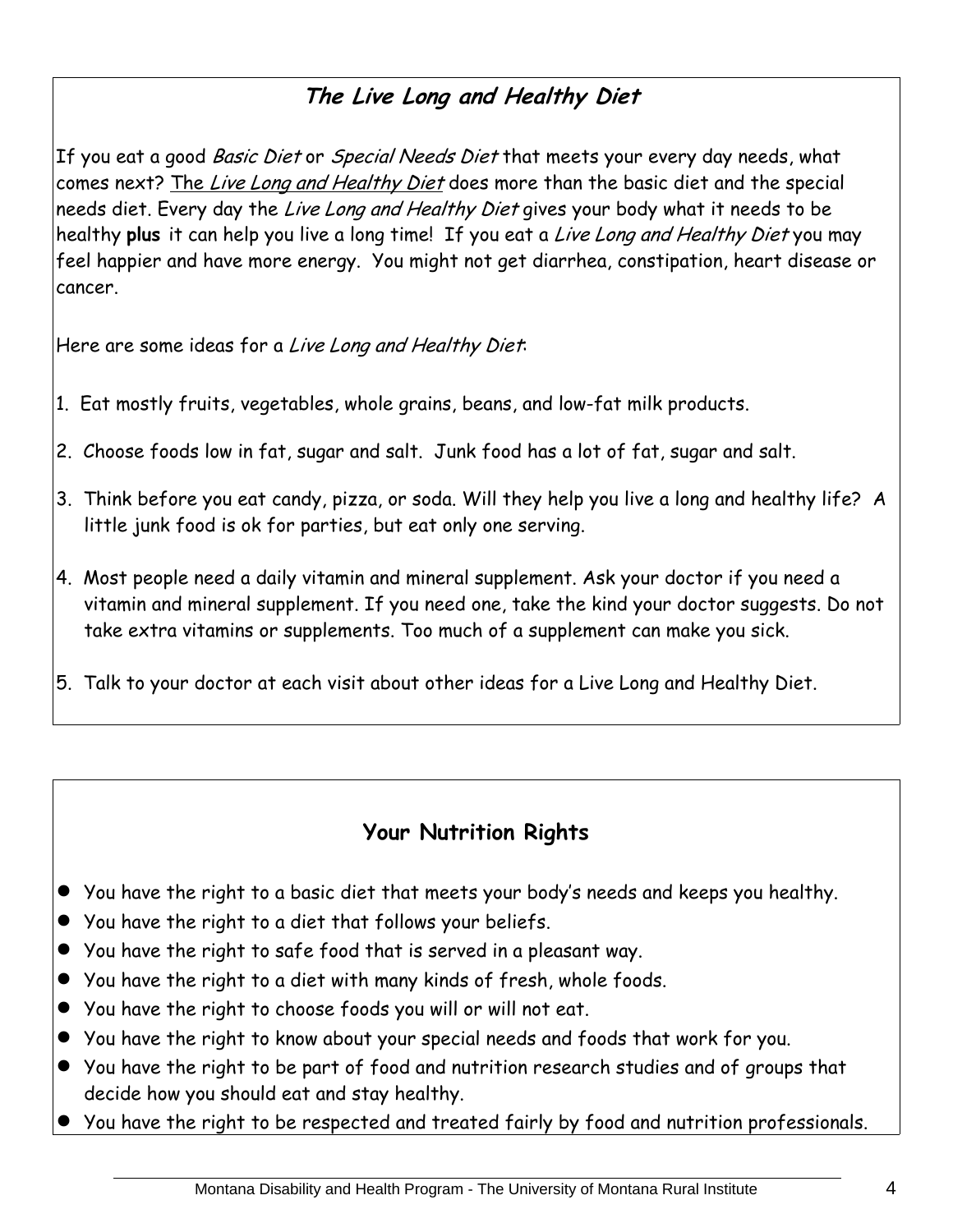## ***The Live Long and Healthy Diet***

If you eat a good *Basic Diet* or *Special Needs Diet* that meets your every day needs, what comes next? The *Live Long and Healthy Diet* does more than the basic diet and the special needs diet. Every day the *Live Long and Healthy Diet* gives your body what it needs to be healthy **plus** it can help you live a long time! If you eat a *Live Long and Healthy Diet* you may feel happier and have more energy. You might not get diarrhea, constipation, heart disease or cancer.

Here are some ideas for a *Live Long and Healthy Diet*:

1. Eat mostly fruits, vegetables, whole grains, beans, and low-fat milk products.
2. Choose foods low in fat, sugar and salt. Junk food has a lot of fat, sugar and salt.
3. Think before you eat candy, pizza, or soda. Will they help you live a long and healthy life? A little junk food is ok for parties, but eat only one serving.
4. Most people need a daily vitamin and mineral supplement. Ask your doctor if you need a vitamin and mineral supplement. If you need one, take the kind your doctor suggests. Do not take extra vitamins or supplements. Too much of a supplement can make you sick.
5. Talk to your doctor at each visit about other ideas for a Live Long and Healthy Diet.

## **Your Nutrition Rights**

- You have the right to a basic diet that meets your body's needs and keeps you healthy.
- You have the right to a diet that follows your beliefs.
- You have the right to safe food that is served in a pleasant way.
- You have the right to a diet with many kinds of fresh, whole foods.
- You have the right to choose foods you will or will not eat.
- You have the right to know about your special needs and foods that work for you.
- You have the right to be part of food and nutrition research studies and of groups that decide how you should eat and stay healthy.
- You have the right to be respected and treated fairly by food and nutrition professionals.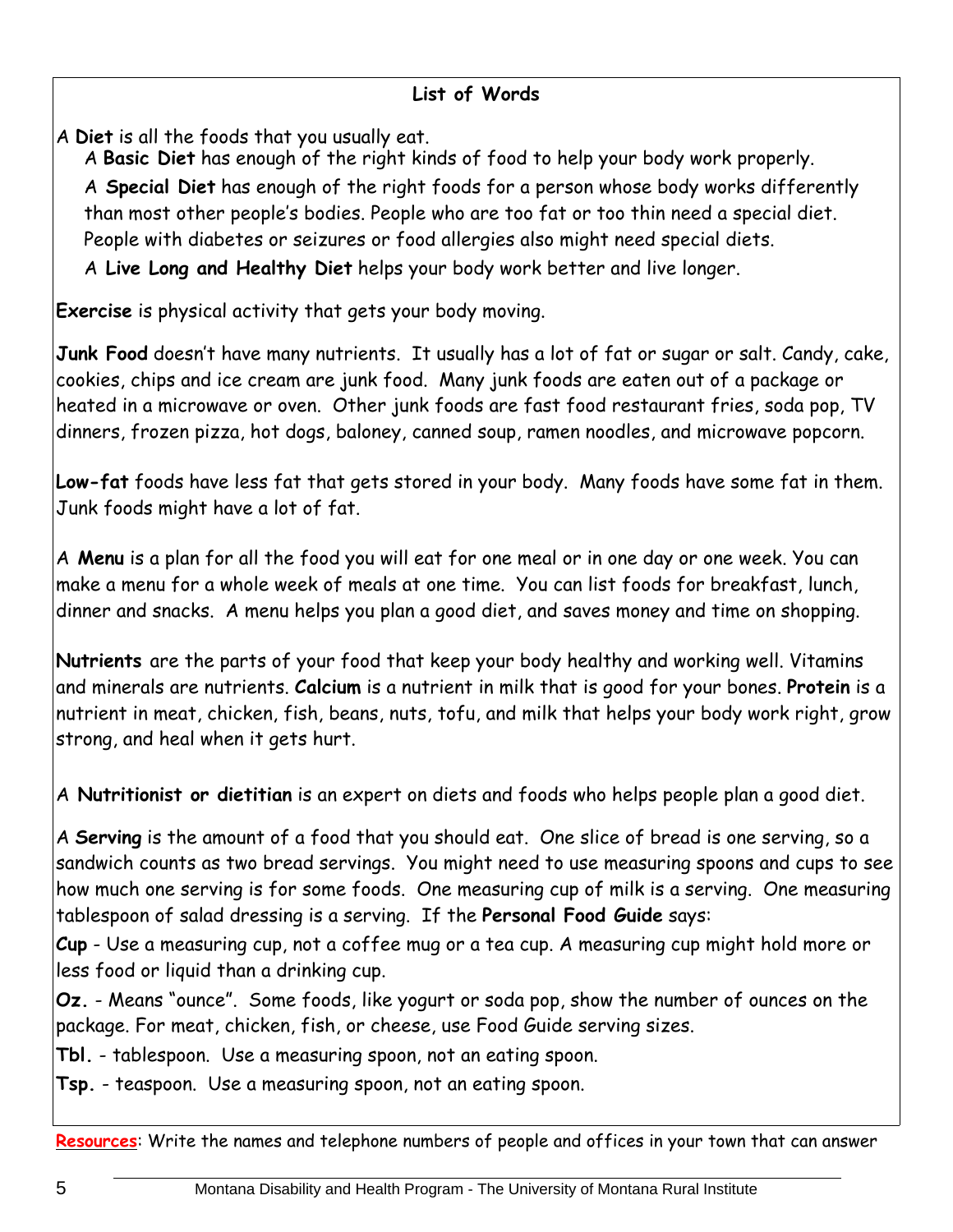## List of Words

A **Diet** is all the foods that you usually eat.

- A **Basic Diet** has enough of the right kinds of food to help your body work properly.
- A **Special Diet** has enough of the right foods for a person whose body works differently than most other people's bodies. People who are too fat or too thin need a special diet. People with diabetes or seizures or food allergies also might need special diets.
- A **Live Long and Healthy Diet** helps your body work better and live longer.

**Exercise** is physical activity that gets your body moving.

**Junk Food** doesn't have many nutrients. It usually has a lot of fat or sugar or salt. Candy, cake, cookies, chips and ice cream are junk food. Many junk foods are eaten out of a package or heated in a microwave or oven. Other junk foods are fast food restaurant fries, soda pop, TV dinners, frozen pizza, hot dogs, baloney, canned soup, ramen noodles, and microwave popcorn.

**Low-fat** foods have less fat that gets stored in your body. Many foods have some fat in them. Junk foods might have a lot of fat.

A **Menu** is a plan for all the food you will eat for one meal or in one day or one week. You can make a menu for a whole week of meals at one time. You can list foods for breakfast, lunch, dinner and snacks. A menu helps you plan a good diet, and saves money and time on shopping.

**Nutrients** are the parts of your food that keep your body healthy and working well. Vitamins and minerals are nutrients. **Calcium** is a nutrient in milk that is good for your bones. **Protein** is a nutrient in meat, chicken, fish, beans, nuts, tofu, and milk that helps your body work right, grow strong, and heal when it gets hurt.

A **Nutritionist or dietitian** is an expert on diets and foods who helps people plan a good diet.

A **Serving** is the amount of a food that you should eat. One slice of bread is one serving, so a sandwich counts as two bread servings. You might need to use measuring spoons and cups to see how much one serving is for some foods. One measuring cup of milk is a serving. One measuring tablespoon of salad dressing is a serving. If the **Personal Food Guide** says:

**Cup** - Use a measuring cup, not a coffee mug or a tea cup. A measuring cup might hold more or less food or liquid than a drinking cup.

**Oz.** - Means "ounce". Some foods, like yogurt or soda pop, show the number of ounces on the package. For meat, chicken, fish, or cheese, use Food Guide serving sizes.

**Tbl.** - tablespoon. Use a measuring spoon, not an eating spoon.

**Tsp.** - teaspoon. Use a measuring spoon, not an eating spoon.

**Resources**: Write the names and telephone numbers of people and offices in your town that can answer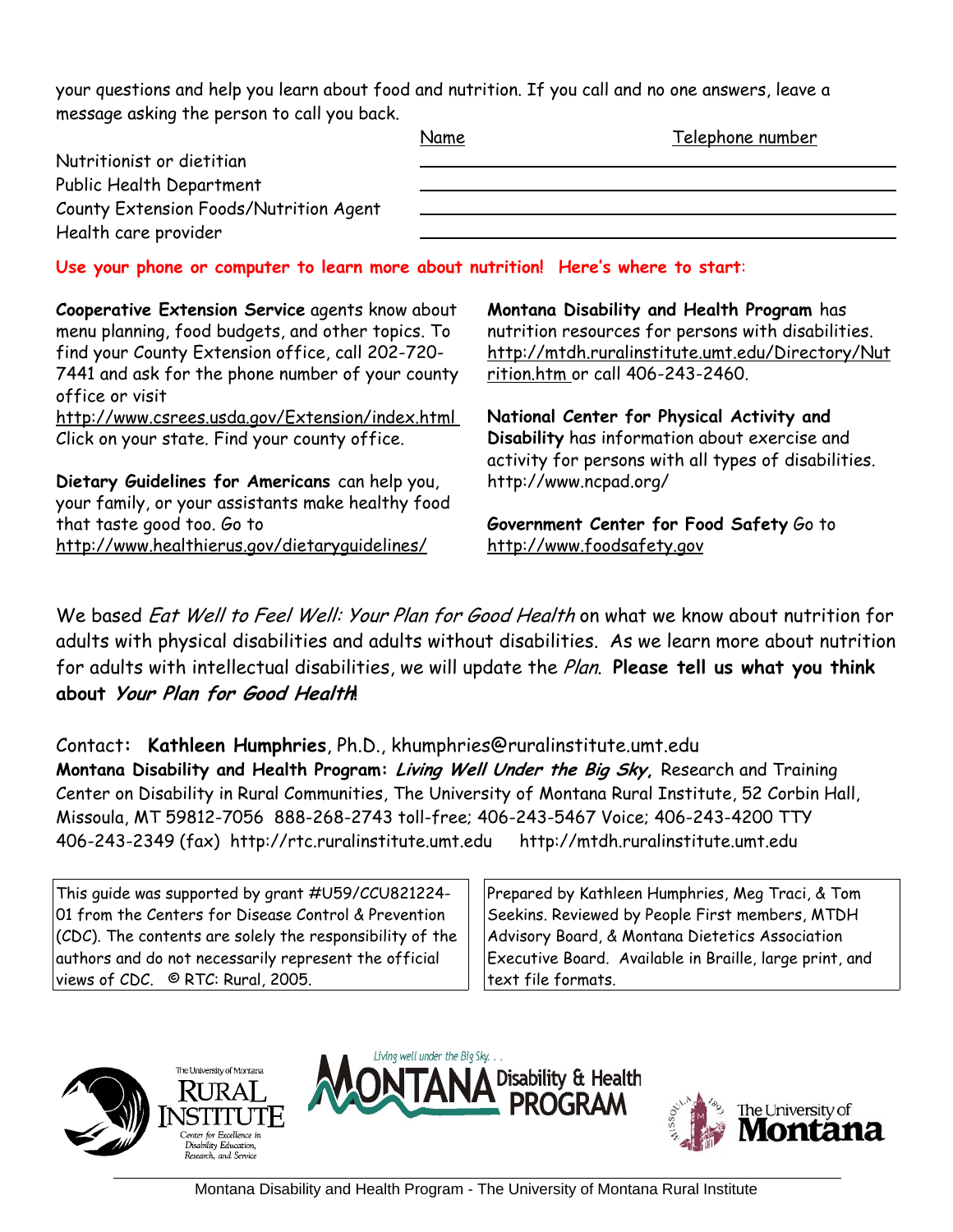your questions and help you learn about food and nutrition. If you call and no one answers, leave a message asking the person to call you back.

| | Name | Telephone number |
|---|---|---|
| Nutritionist or dietitian | | |
| Public Health Department | | |
| County Extension Foods/Nutrition Agent | | |
| Health care provider | | |

**Use your phone or computer to learn more about nutrition! Here's where to start:**

**Cooperative Extension Service** agents know about menu planning, food budgets, and other topics. To find your County Extension office, call 202-720-7441 and ask for the phone number of your county office or visit http://www.csrees.usda.gov/Extension/index.html Click on your state. Find your county office.

**Dietary Guidelines for Americans** can help you, your family, or your assistants make healthy food that taste good too. Go to http://www.healthierus.gov/dietaryguidelines/

**Montana Disability and Health Program** has nutrition resources for persons with disabilities. http://mtdh.ruralinstitute.umt.edu/Directory/Nutrition.htm or call 406-243-2460.

**National Center for Physical Activity and Disability** has information about exercise and activity for persons with all types of disabilities. http://www.ncpad.org/

**Government Center for Food Safety** Go to http://www.foodsafety.gov

We based *Eat Well to Feel Well: Your Plan for Good Health* on what we know about nutrition for adults with physical disabilities and adults without disabilities. As we learn more about nutrition for adults with intellectual disabilities, we will update the *Plan*. **Please tell us what you think about *Your Plan for Good Health*!**

Contact: **Kathleen Humphries**, Ph.D., khumphries@ruralinstitute.umt.edu
**Montana Disability and Health Program: *Living Well Under the Big Sky*,** Research and Training Center on Disability in Rural Communities, The University of Montana Rural Institute, 52 Corbin Hall, Missoula, MT 59812-7056 888-268-2743 toll-free; 406-243-5467 Voice; 406-243-4200 TTY 406-243-2349 (fax) http://rtc.ruralinstitute.umt.edu http://mtdh.ruralinstitute.umt.edu

This guide was supported by grant #U59/CCU821224-01 from the Centers for Disease Control & Prevention (CDC). The contents are solely the responsibility of the authors and do not necessarily represent the official views of CDC. © RTC: Rural, 2005.

Prepared by Kathleen Humphries, Meg Traci, & Tom Seekins. Reviewed by People First members, MTDH Advisory Board, & Montana Dietetics Association Executive Board. Available in Braille, large print, and text file formats.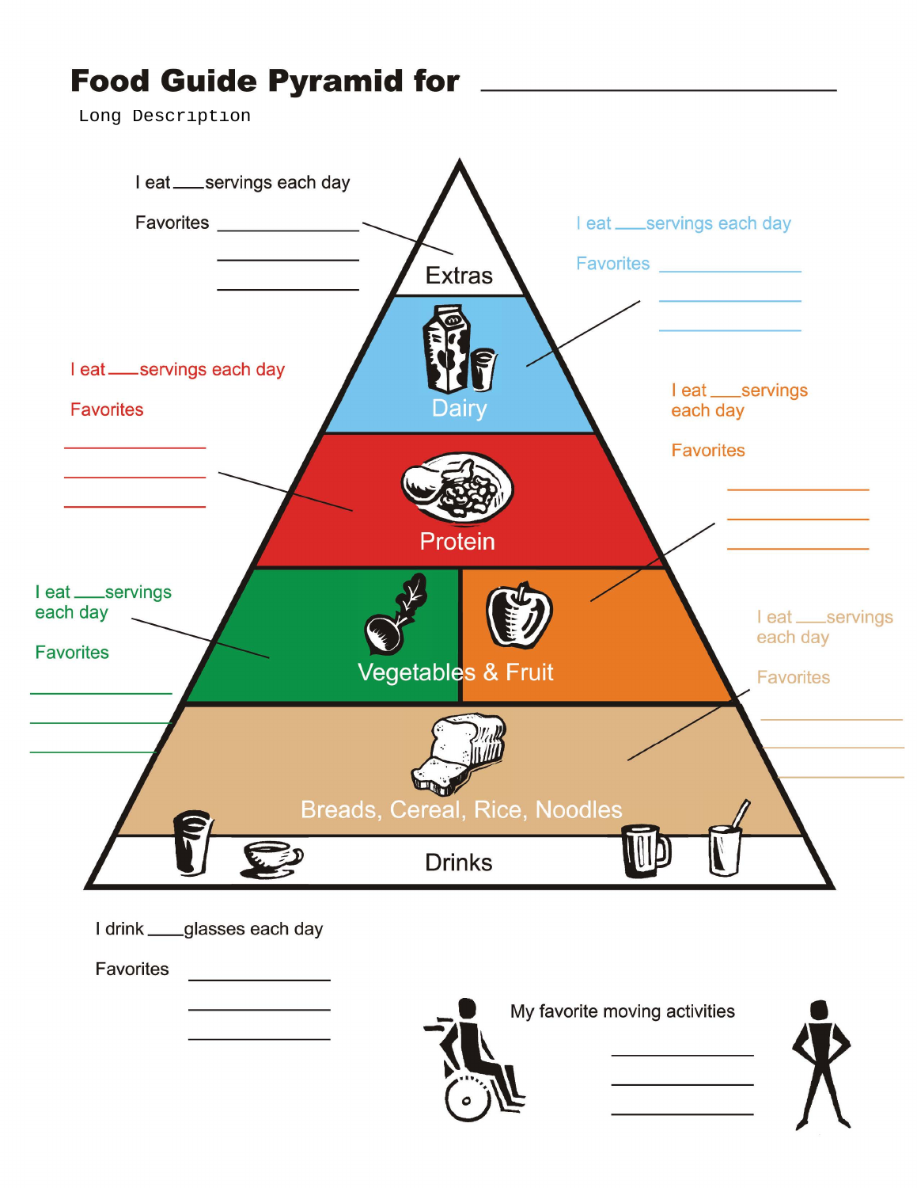# Food Guide Pyramid for ______________________

Long Description

Extras

I eat ___ servings each day

Favorites ______________

______________

______________

Dairy

I eat ___ servings each day

Favorites ______________

______________

______________

Protein

I eat ___ servings each day

Favorites

______________

______________

______________

Vegetables & Fruit

I eat ___ servings each day

Favorites

______________

______________

______________

I eat ___ servings each day

Favorites

______________

______________

______________

Breads, Cereal, Rice, Noodles

I eat ___ servings each day

Favorites

______________

______________

______________

Drinks

I drink ___ glasses each day

Favorites ______________

______________

______________

My favorite moving activities

______________

______________

______________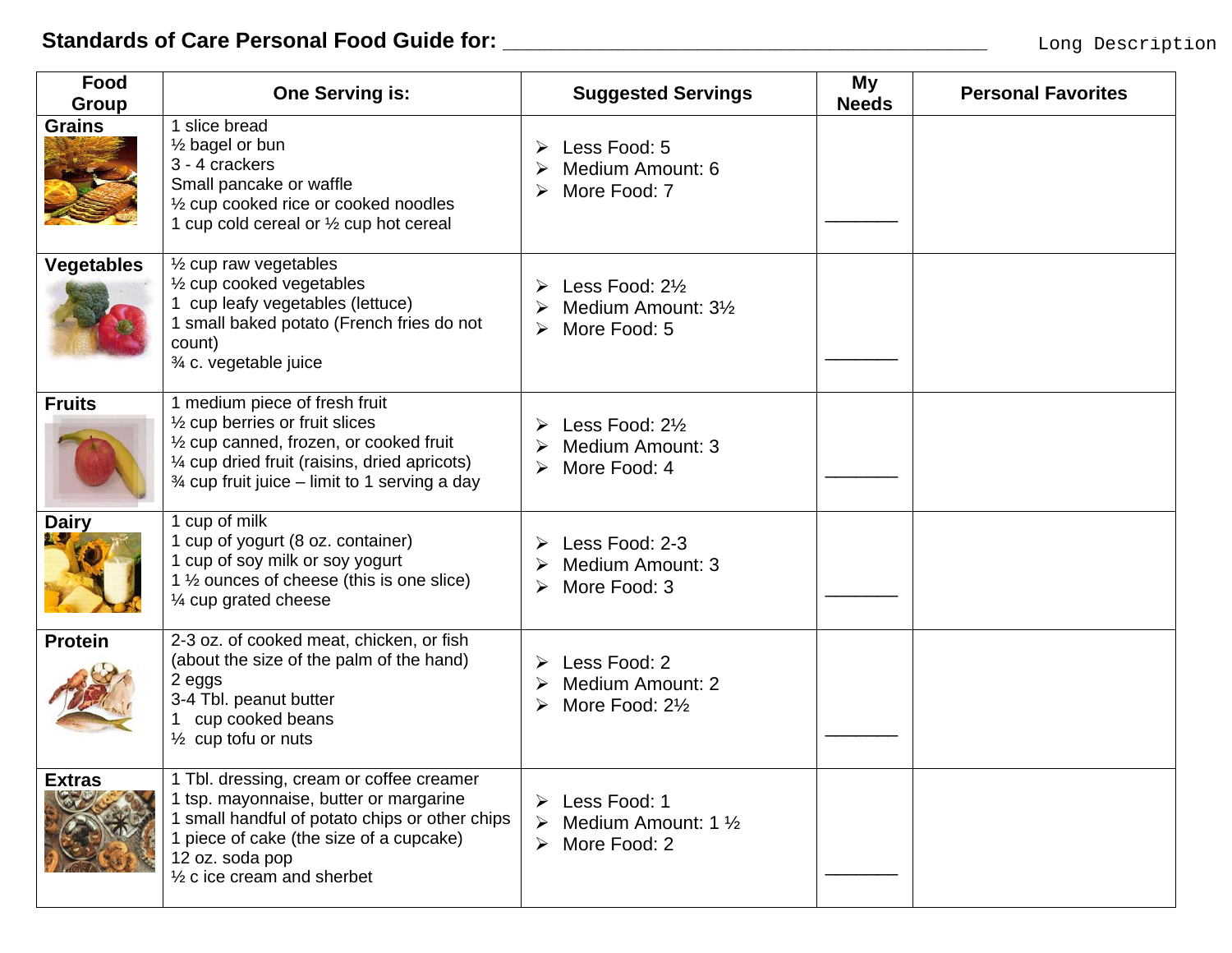**Standards of Care Personal Food Guide for:** ________________________________________ Long Description

| Food Group | One Serving is: | Suggested Servings | My Needs | Personal Favorites |
|---|---|---|---|---|
| **Grains** | 1 slice bread<br>½ bagel or bun<br>3 - 4 crackers<br>Small pancake or waffle<br>½ cup cooked rice or cooked noodles<br>1 cup cold cereal or ½ cup hot cereal | ➢ Less Food: 5<br>➢ Medium Amount: 6<br>➢ More Food: 7 | _______ | |
| **Vegetables** | ½ cup raw vegetables<br>½ cup cooked vegetables<br>1 cup leafy vegetables (lettuce)<br>1 small baked potato (French fries do not count)<br>¾ c. vegetable juice | ➢ Less Food: 2½<br>➢ Medium Amount: 3½<br>➢ More Food: 5 | _______ | |
| **Fruits** | 1 medium piece of fresh fruit<br>½ cup berries or fruit slices<br>½ cup canned, frozen, or cooked fruit<br>¼ cup dried fruit (raisins, dried apricots)<br>¾ cup fruit juice – limit to 1 serving a day | ➢ Less Food: 2½<br>➢ Medium Amount: 3<br>➢ More Food: 4 | _______ | |
| **Dairy** | 1 cup of milk<br>1 cup of yogurt (8 oz. container)<br>1 cup of soy milk or soy yogurt<br>1 ½ ounces of cheese (this is one slice)<br>¼ cup grated cheese | ➢ Less Food: 2-3<br>➢ Medium Amount: 3<br>➢ More Food: 3 | _______ | |
| **Protein** | 2-3 oz. of cooked meat, chicken, or fish (about the size of the palm of the hand)<br>2 eggs<br>3-4 Tbl. peanut butter<br>1 cup cooked beans<br>½ cup tofu or nuts | ➢ Less Food: 2<br>➢ Medium Amount: 2<br>➢ More Food: 2½ | _______ | |
| **Extras** | 1 Tbl. dressing, cream or coffee creamer<br>1 tsp. mayonnaise, butter or margarine<br>1 small handful of potato chips or other chips<br>1 piece of cake (the size of a cupcake)<br>12 oz. soda pop<br>½ c ice cream and sherbet | ➢ Less Food: 1<br>➢ Medium Amount: 1 ½<br>➢ More Food: 2 | _______ | |